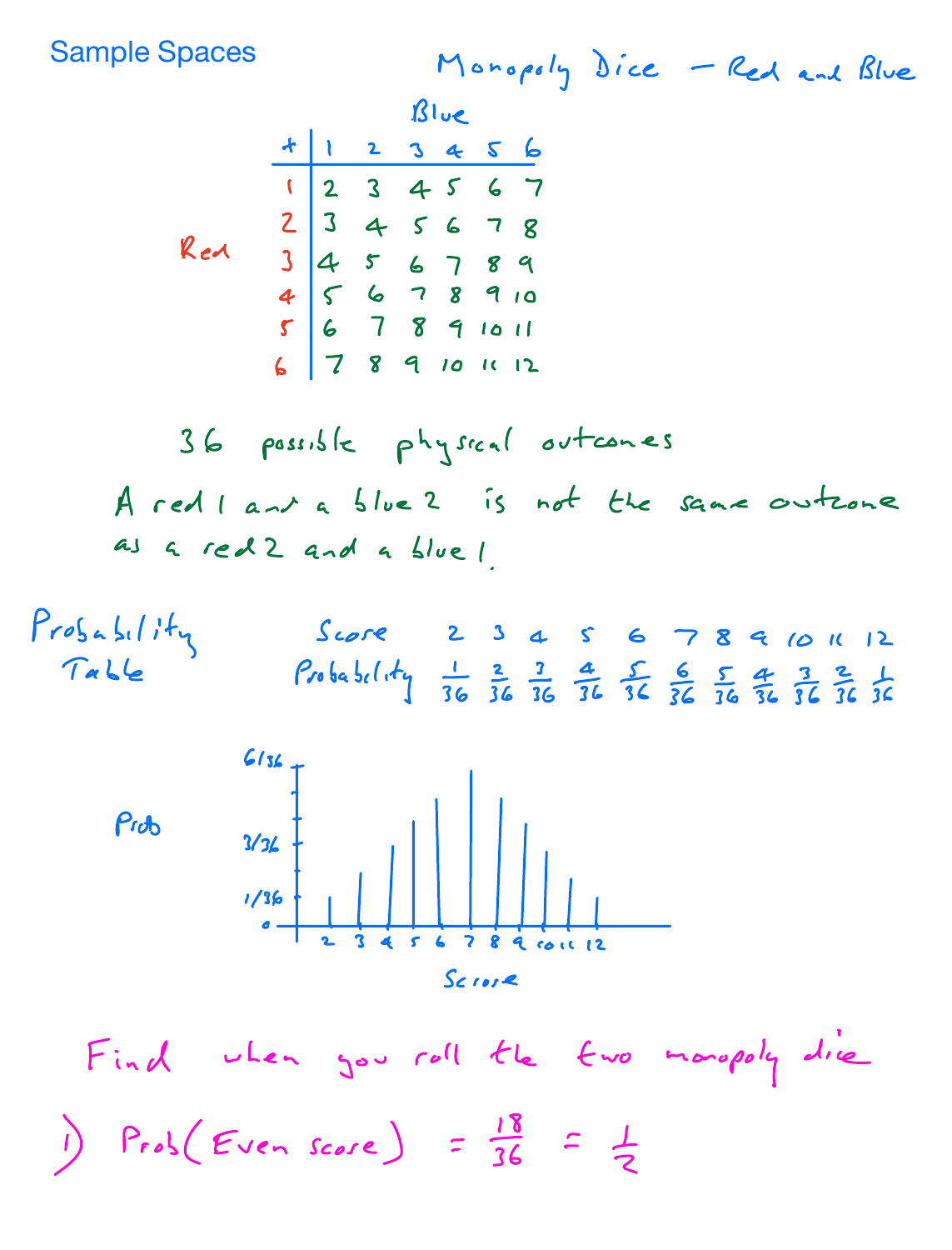# Sample Spaces

## Monopoly Dice – Red and Blue

Blue across the top, Red down the side:

| + | 1 | 2 | 3 | 4 | 5 | 6 |
|---|---|---|---|---|---|---|
| 1 | 2 | 3 | 4 | 5 | 6 | 7 |
| 2 | 3 | 4 | 5 | 6 | 7 | 8 |
| 3 | 4 | 5 | 6 | 7 | 8 | 9 |
| 4 | 5 | 6 | 7 | 8 | 9 | 10 |
| 5 | 6 | 7 | 8 | 9 | 10 | 11 |
| 6 | 7 | 8 | 9 | 10 | 11 | 12 |

36 possible physical outcomes

A red 1 and a blue 2 is not the same outcome as a red 2 and a blue 1.

**Probability Table**

| Score | 2 | 3 | 4 | 5 | 6 | 7 | 8 | 9 | 10 | 11 | 12 |
|---|---|---|---|---|---|---|---|---|---|---|---|
| Probability | $\frac{1}{36}$ | $\frac{2}{36}$ | $\frac{3}{36}$ | $\frac{4}{36}$ | $\frac{5}{36}$ | $\frac{6}{36}$ | $\frac{5}{36}$ | $\frac{4}{36}$ | $\frac{3}{36}$ | $\frac{2}{36}$ | $\frac{1}{36}$ |

Prob (vertical axis: 0, 1/36, 3/36, 6/36) vs Score (horizontal axis: 2, 3, 4, 5, 6, 7, 8, 9, 10, 11, 12)

Find when you roll the two monopoly dice

1) $\text{Prob}(\text{Even score}) = \frac{18}{36} = \frac{1}{2}$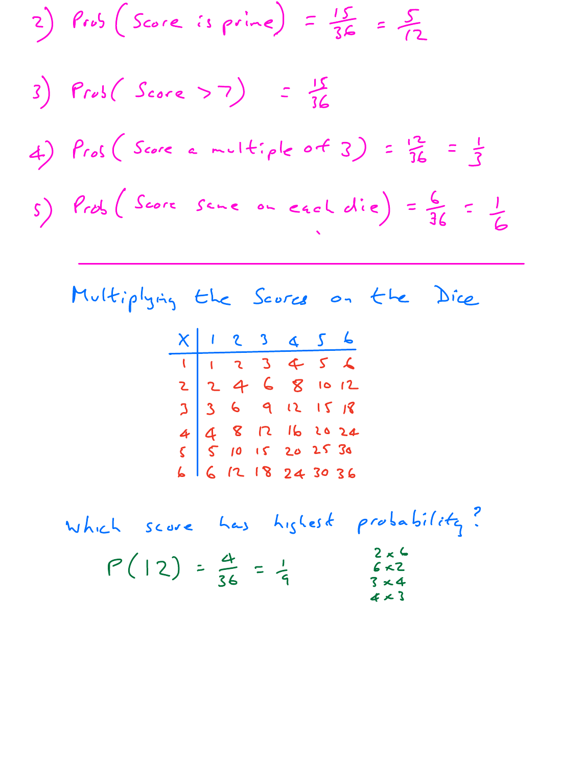2) Prob ( Score is prime ) $= \frac{15}{36} = \frac{5}{12}$

3) Prob ( Score > 7 ) $= \frac{15}{36}$

4) Prob ( Score a multiple of 3 ) $= \frac{12}{36} = \frac{1}{3}$

5) Prob ( Score same on each die ) $= \frac{6}{36} = \frac{1}{6}$

---

## Multiplying the Scores on the Dice

| × | 1 | 2 | 3 | 4 | 5 | 6 |
|---|---|---|---|---|---|---|
| 1 | 1 | 2 | 3 | 4 | 5 | 6 |
| 2 | 2 | 4 | 6 | 8 | 10 | 12 |
| 3 | 3 | 6 | 9 | 12 | 15 | 18 |
| 4 | 4 | 8 | 12 | 16 | 20 | 24 |
| 5 | 5 | 10 | 15 | 20 | 25 | 30 |
| 6 | 6 | 12 | 18 | 24 | 30 | 36 |

Which score has highest probability?

$P(12) = \frac{4}{36} = \frac{1}{9}$

$2 \times 6$
$6 \times 2$
$3 \times 4$
$4 \times 3$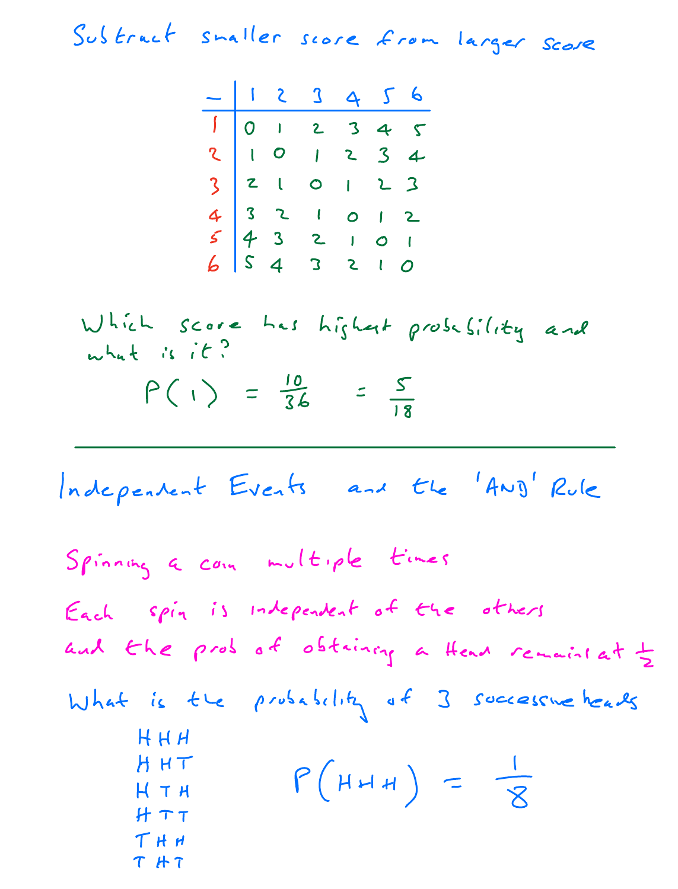Subtract smaller score from larger score

| − | 1 | 2 | 3 | 4 | 5 | 6 |
|---|---|---|---|---|---|---|
| 1 | 0 | 1 | 2 | 3 | 4 | 5 |
| 2 | 1 | 0 | 1 | 2 | 3 | 4 |
| 3 | 2 | 1 | 0 | 1 | 2 | 3 |
| 4 | 3 | 2 | 1 | 0 | 1 | 2 |
| 5 | 4 | 3 | 2 | 1 | 0 | 1 |
| 6 | 5 | 4 | 3 | 2 | 1 | 0 |

Which score has highest probability and what is it?

$$P(1) = \frac{10}{36} = \frac{5}{18}$$

---

## Independent Events and the 'AND' Rule

Spinning a coin multiple times

Each spin is independent of the others and the prob of obtaining a Head remains at $\frac{1}{2}$

What is the probability of 3 successive heads

HHH
HHT
HTH
HTT
THH
THT

$$P(HHH) = \frac{1}{8}$$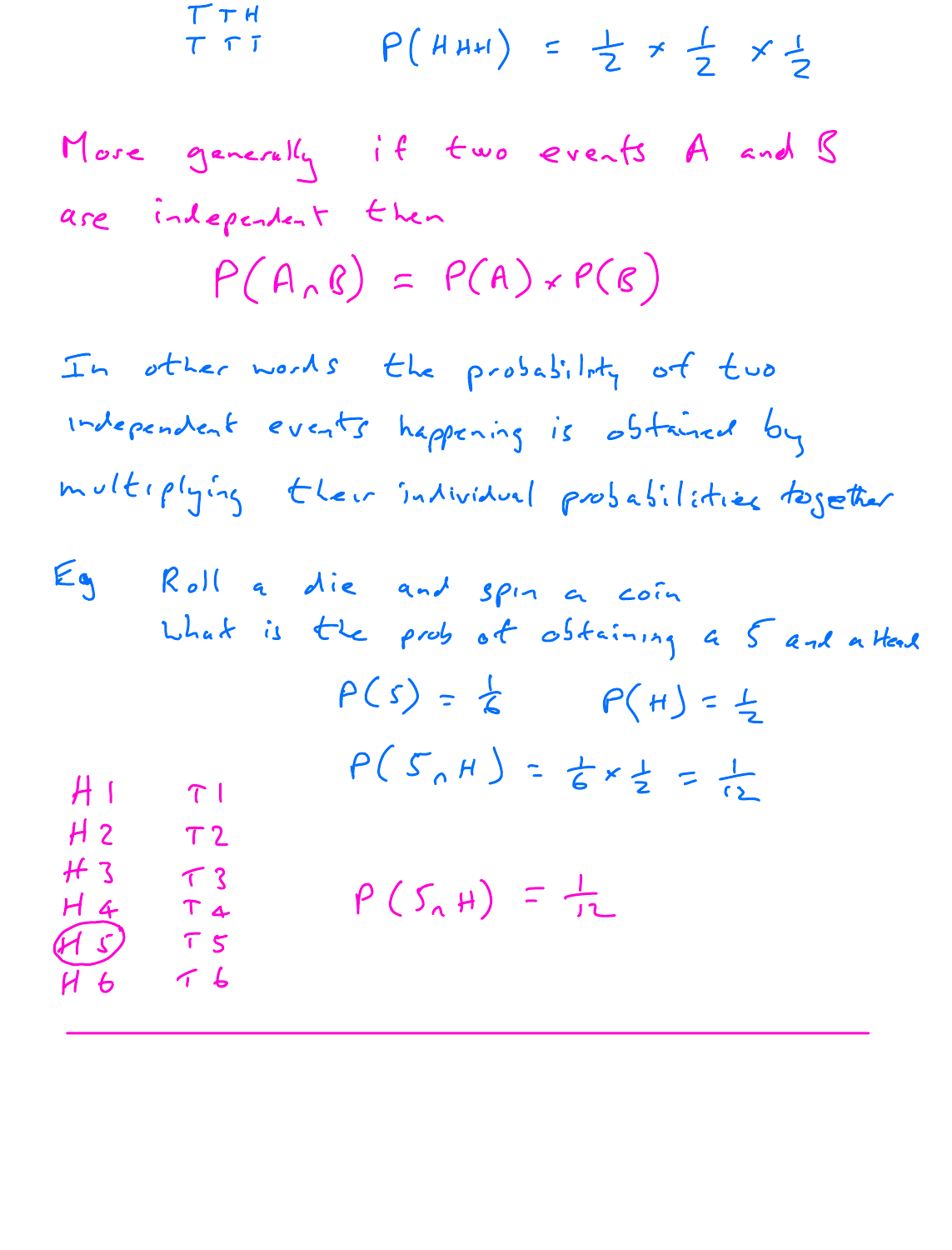T T H
T T T

$$P(HHH) = \frac{1}{2} \times \frac{1}{2} \times \frac{1}{2}$$

More generally if two events A and B are independent then

$$P(A \cap B) = P(A) \times P(B)$$

In other words the probability of two independent events happening is obtained by multiplying their individual probabilities together

Eg Roll a die and spin a coin
What is the prob of obtaining a 5 and a Head

$$P(5) = \frac{1}{6} \qquad P(H) = \frac{1}{2}$$

$$P(5 \cap H) = \frac{1}{6} \times \frac{1}{2} = \frac{1}{12}$$

| | |
|---|---|
| H 1 | T 1 |
| H 2 | T 2 |
| H 3 | T 3 |
| H 4 | T 4 |
| (H 5) | T 5 |
| H 6 | T 6 |

$$P(5 \cap H) = \frac{1}{12}$$